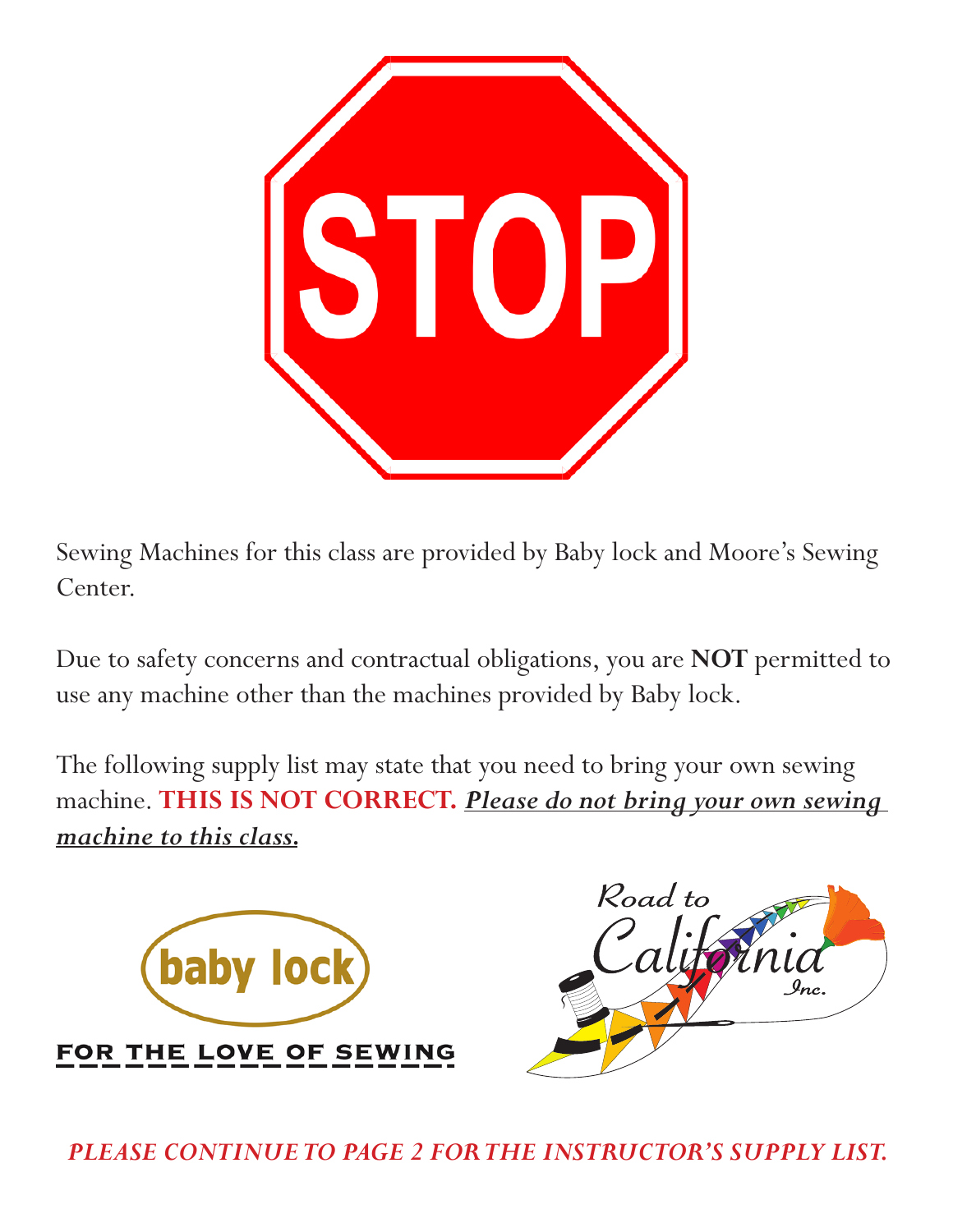# STOP

Sewing Machines for this class are provided by Baby lock and Moore's Sewing Center.

Due to safety concerns and contractual obligations, you are **NOT** permitted to use any machine other than the machines provided by Baby lock.

The following supply list may state that you need to bring your own sewing machine. **THIS IS NOT CORRECT.** ***Please do not bring your own sewing machine to this class.***

baby lock

FOR THE LOVE OF SEWING

Road to California Inc.

*PLEASE CONTINUE TO PAGE 2 FOR THE INSTRUCTOR'S SUPPLY LIST.*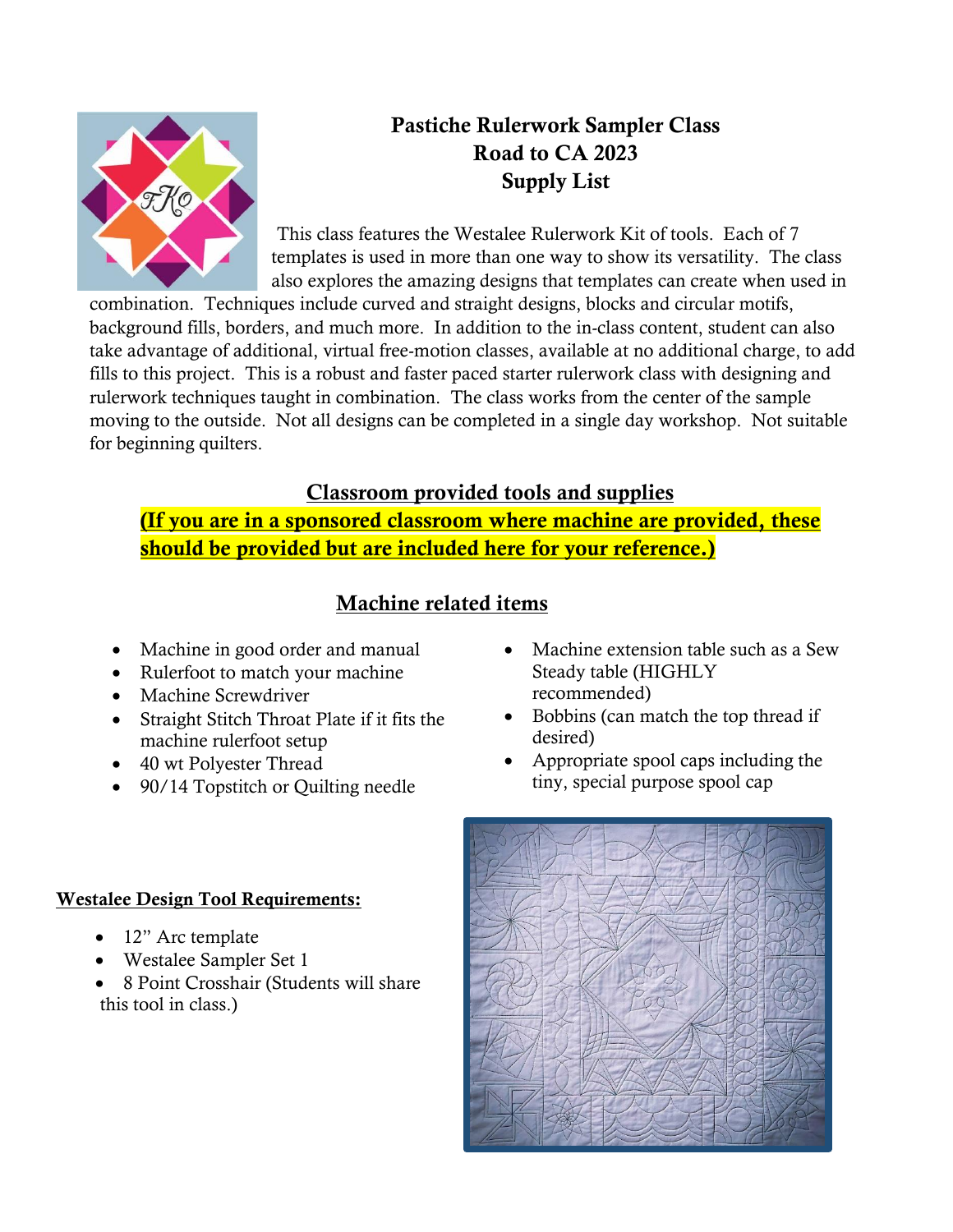# Pastiche Rulerwork Sampler Class
# Road to CA 2023
# Supply List

This class features the Westalee Rulerwork Kit of tools. Each of 7 templates is used in more than one way to show its versatility. The class also explores the amazing designs that templates can create when used in combination. Techniques include curved and straight designs, blocks and circular motifs, background fills, borders, and much more. In addition to the in-class content, student can also take advantage of additional, virtual free-motion classes, available at no additional charge, to add fills to this project. This is a robust and faster paced starter rulerwork class with designing and rulerwork techniques taught in combination. The class works from the center of the sample moving to the outside. Not all designs can be completed in a single day workshop. Not suitable for beginning quilters.

## Classroom provided tools and supplies

**(If you are in a sponsored classroom where machine are provided, these should be provided but are included here for your reference.)**

## Machine related items

- Machine in good order and manual
- Rulerfoot to match your machine
- Machine Screwdriver
- Straight Stitch Throat Plate if it fits the machine rulerfoot setup
- 40 wt Polyester Thread
- 90/14 Topstitch or Quilting needle
- Machine extension table such as a Sew Steady table (HIGHLY recommended)
- Bobbins (can match the top thread if desired)
- Appropriate spool caps including the tiny, special purpose spool cap

**Westalee Design Tool Requirements:**

- 12" Arc template
- Westalee Sampler Set 1
- 8 Point Crosshair (Students will share this tool in class.)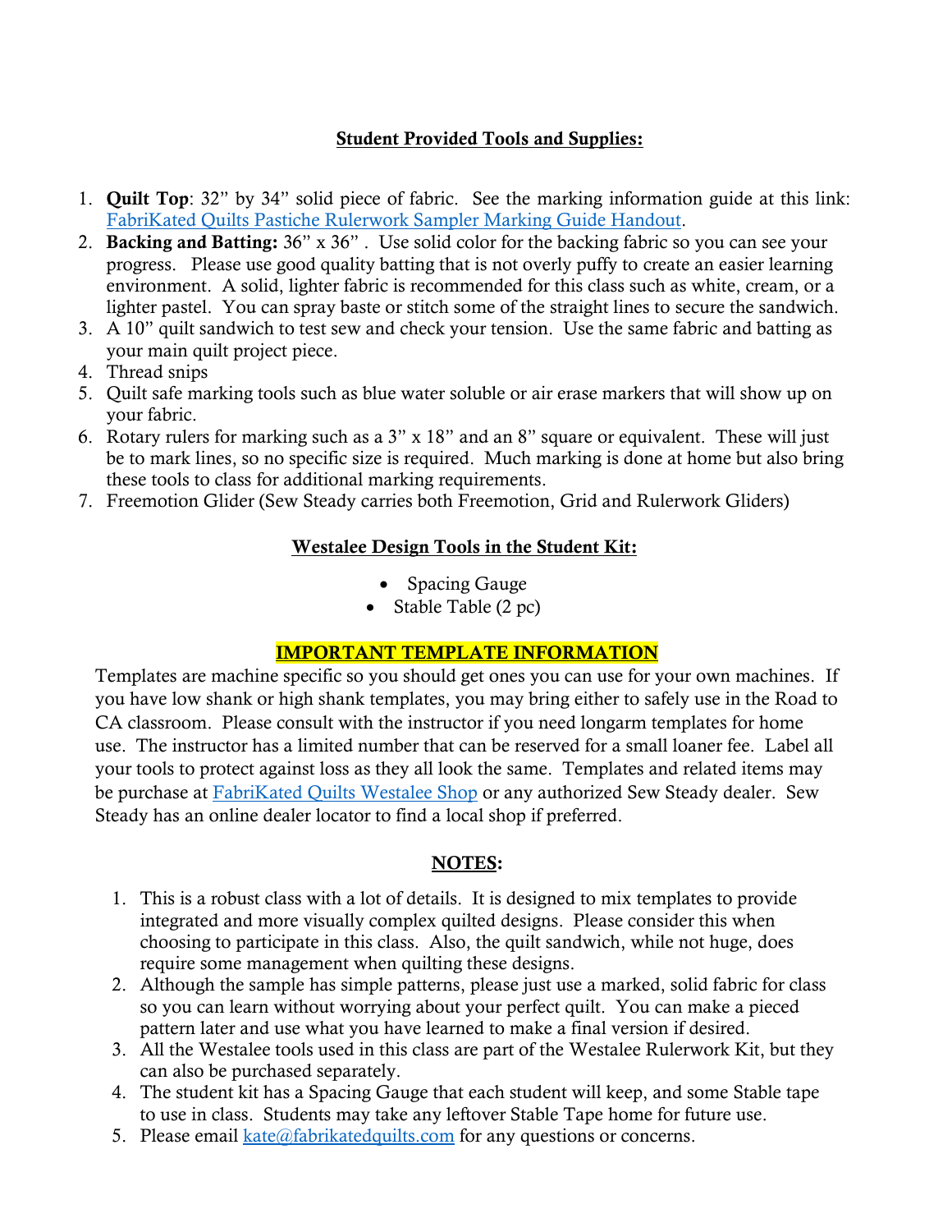## Student Provided Tools and Supplies:

1. **Quilt Top**: 32" by 34" solid piece of fabric. See the marking information guide at this link: [FabriKated Quilts Pastiche Rulerwork Sampler Marking Guide Handout](#).
2. **Backing and Batting:** 36" x 36" . Use solid color for the backing fabric so you can see your progress. Please use good quality batting that is not overly puffy to create an easier learning environment. A solid, lighter fabric is recommended for this class such as white, cream, or a lighter pastel. You can spray baste or stitch some of the straight lines to secure the sandwich.
3. A 10" quilt sandwich to test sew and check your tension. Use the same fabric and batting as your main quilt project piece.
4. Thread snips
5. Quilt safe marking tools such as blue water soluble or air erase markers that will show up on your fabric.
6. Rotary rulers for marking such as a 3" x 18" and an 8" square or equivalent. These will just be to mark lines, so no specific size is required. Much marking is done at home but also bring these tools to class for additional marking requirements.
7. Freemotion Glider (Sew Steady carries both Freemotion, Grid and Rulerwork Gliders)

## Westalee Design Tools in the Student Kit:

- Spacing Gauge
- Stable Table (2 pc)

## IMPORTANT TEMPLATE INFORMATION

Templates are machine specific so you should get ones you can use for your own machines. If you have low shank or high shank templates, you may bring either to safely use in the Road to CA classroom. Please consult with the instructor if you need longarm templates for home use. The instructor has a limited number that can be reserved for a small loaner fee. Label all your tools to protect against loss as they all look the same. Templates and related items may be purchase at [FabriKated Quilts Westalee Shop](#) or any authorized Sew Steady dealer. Sew Steady has an online dealer locator to find a local shop if preferred.

## NOTES:

1. This is a robust class with a lot of details. It is designed to mix templates to provide integrated and more visually complex quilted designs. Please consider this when choosing to participate in this class. Also, the quilt sandwich, while not huge, does require some management when quilting these designs.
2. Although the sample has simple patterns, please just use a marked, solid fabric for class so you can learn without worrying about your perfect quilt. You can make a pieced pattern later and use what you have learned to make a final version if desired.
3. All the Westalee tools used in this class are part of the Westalee Rulerwork Kit, but they can also be purchased separately.
4. The student kit has a Spacing Gauge that each student will keep, and some Stable tape to use in class. Students may take any leftover Stable Tape home for future use.
5. Please email kate@fabrikatedquilts.com for any questions or concerns.